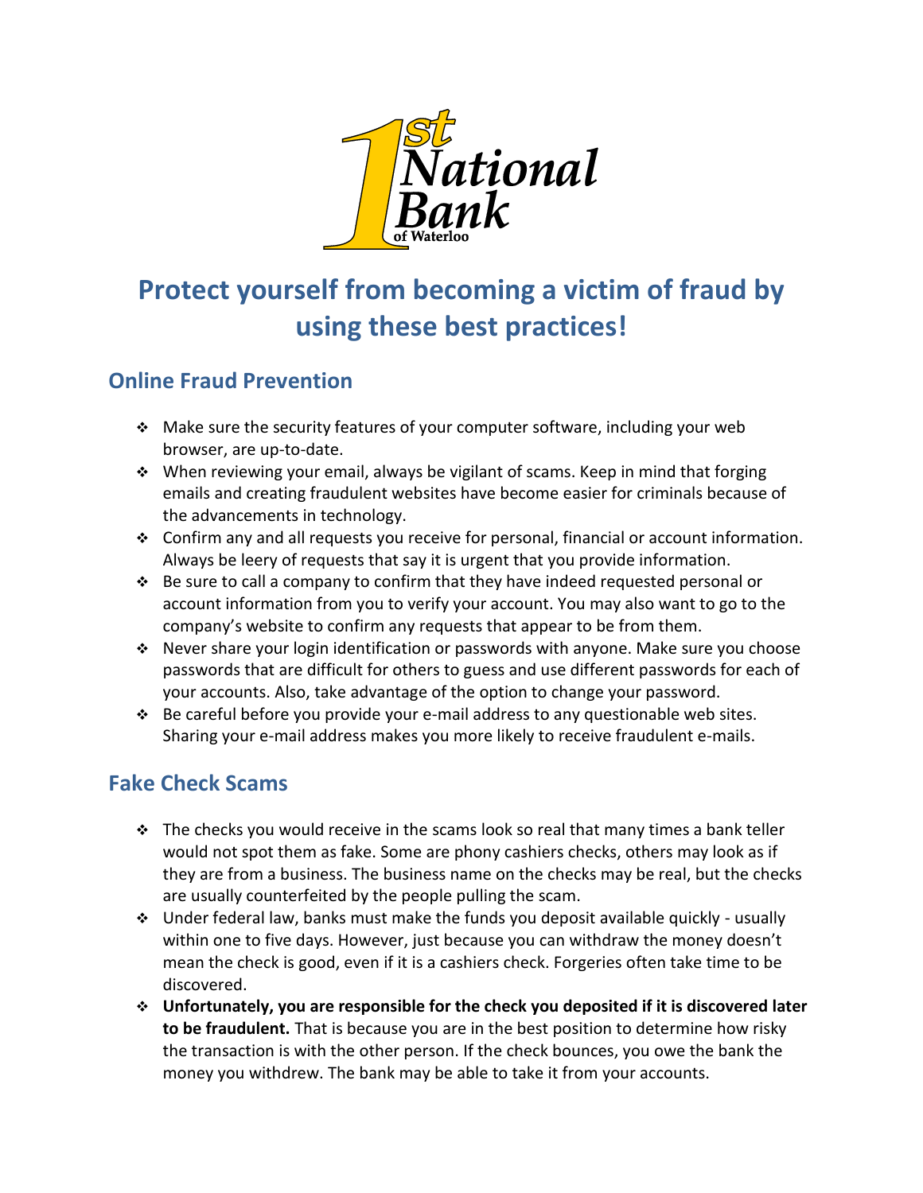1st National Bank of Waterloo

# Protect yourself from becoming a victim of fraud by using these best practices!

## Online Fraud Prevention

- Make sure the security features of your computer software, including your web browser, are up-to-date.
- When reviewing your email, always be vigilant of scams. Keep in mind that forging emails and creating fraudulent websites have become easier for criminals because of the advancements in technology.
- Confirm any and all requests you receive for personal, financial or account information. Always be leery of requests that say it is urgent that you provide information.
- Be sure to call a company to confirm that they have indeed requested personal or account information from you to verify your account. You may also want to go to the company's website to confirm any requests that appear to be from them.
- Never share your login identification or passwords with anyone. Make sure you choose passwords that are difficult for others to guess and use different passwords for each of your accounts. Also, take advantage of the option to change your password.
- Be careful before you provide your e-mail address to any questionable web sites. Sharing your e-mail address makes you more likely to receive fraudulent e-mails.

## Fake Check Scams

- The checks you would receive in the scams look so real that many times a bank teller would not spot them as fake. Some are phony cashiers checks, others may look as if they are from a business. The business name on the checks may be real, but the checks are usually counterfeited by the people pulling the scam.
- Under federal law, banks must make the funds you deposit available quickly - usually within one to five days. However, just because you can withdraw the money doesn't mean the check is good, even if it is a cashiers check. Forgeries often take time to be discovered.
- **Unfortunately, you are responsible for the check you deposited if it is discovered later to be fraudulent.** That is because you are in the best position to determine how risky the transaction is with the other person. If the check bounces, you owe the bank the money you withdrew. The bank may be able to take it from your accounts.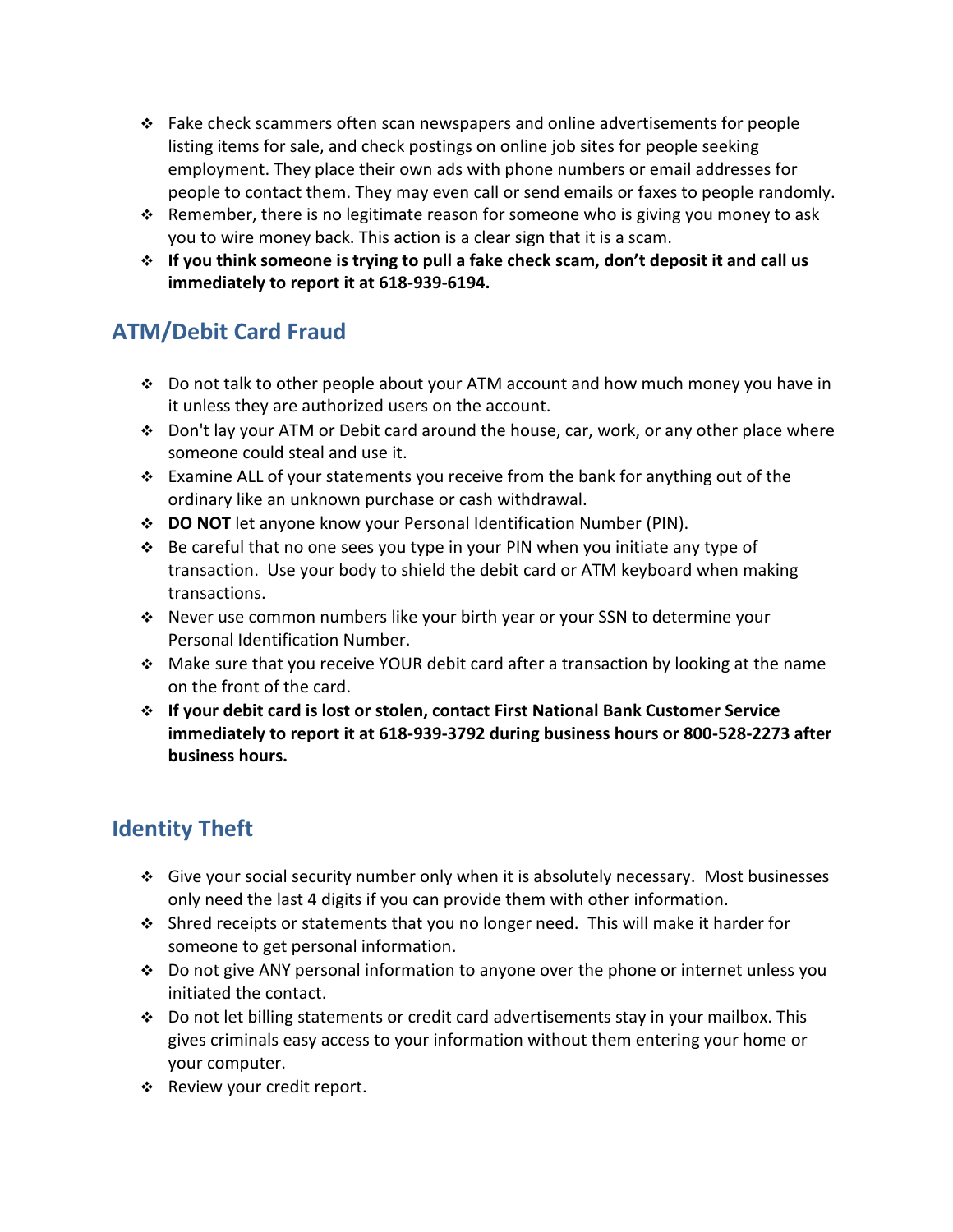- Fake check scammers often scan newspapers and online advertisements for people listing items for sale, and check postings on online job sites for people seeking employment. They place their own ads with phone numbers or email addresses for people to contact them. They may even call or send emails or faxes to people randomly.
- Remember, there is no legitimate reason for someone who is giving you money to ask you to wire money back. This action is a clear sign that it is a scam.
- **If you think someone is trying to pull a fake check scam, don't deposit it and call us immediately to report it at 618-939-6194.**

## ATM/Debit Card Fraud

- Do not talk to other people about your ATM account and how much money you have in it unless they are authorized users on the account.
- Don't lay your ATM or Debit card around the house, car, work, or any other place where someone could steal and use it.
- Examine ALL of your statements you receive from the bank for anything out of the ordinary like an unknown purchase or cash withdrawal.
- **DO NOT** let anyone know your Personal Identification Number (PIN).
- Be careful that no one sees you type in your PIN when you initiate any type of transaction. Use your body to shield the debit card or ATM keyboard when making transactions.
- Never use common numbers like your birth year or your SSN to determine your Personal Identification Number.
- Make sure that you receive YOUR debit card after a transaction by looking at the name on the front of the card.
- **If your debit card is lost or stolen, contact First National Bank Customer Service immediately to report it at 618-939-3792 during business hours or 800-528-2273 after business hours.**

## Identity Theft

- Give your social security number only when it is absolutely necessary. Most businesses only need the last 4 digits if you can provide them with other information.
- Shred receipts or statements that you no longer need. This will make it harder for someone to get personal information.
- Do not give ANY personal information to anyone over the phone or internet unless you initiated the contact.
- Do not let billing statements or credit card advertisements stay in your mailbox. This gives criminals easy access to your information without them entering your home or your computer.
- Review your credit report.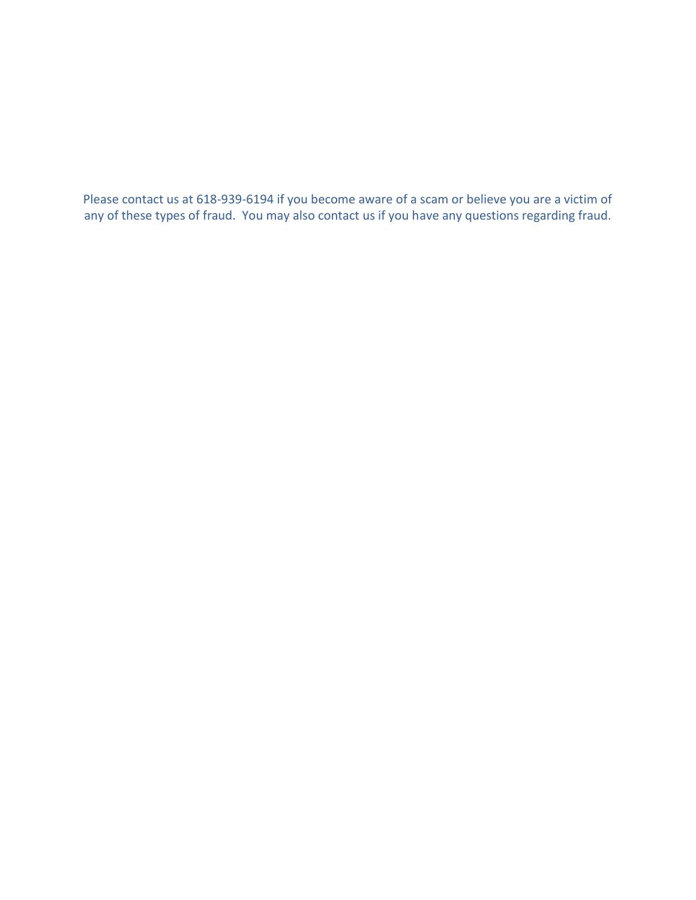Please contact us at 618-939-6194 if you become aware of a scam or believe you are a victim of any of these types of fraud. You may also contact us if you have any questions regarding fraud.